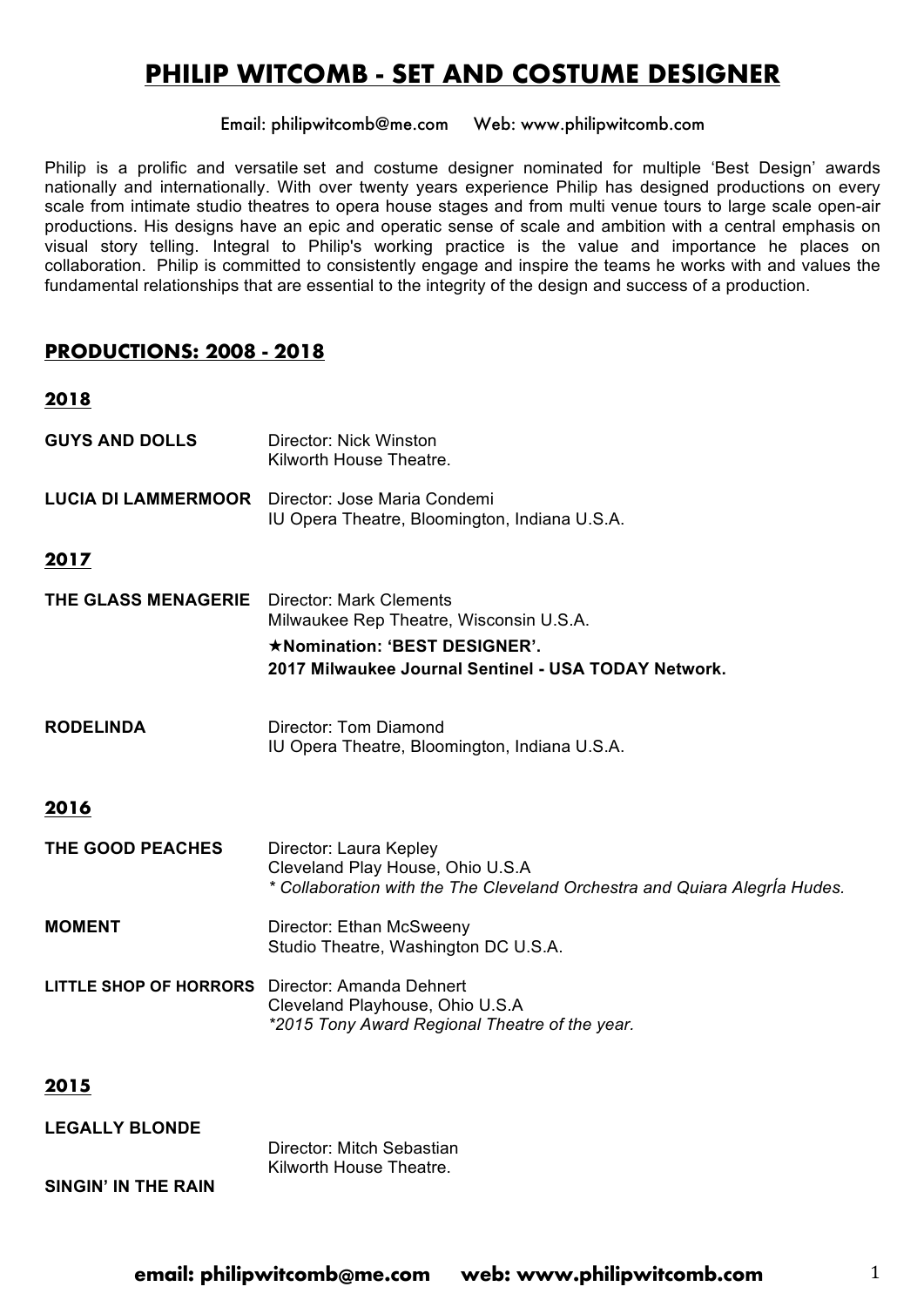# PHILIP WITCOMB - SET AND COSTUME DESIGNER

Email: philipwitcomb@me.com Web: www.philipwitcomb.com

Philip is a prolific and versatile set and costume designer nominated for multiple 'Best Design' awards nationally and internationally. With over twenty years experience Philip has designed productions on every scale from intimate studio theatres to opera house stages and from multi venue tours to large scale open-air productions. His designs have an epic and operatic sense of scale and ambition with a central emphasis on visual story telling. Integral to Philip's working practice is the value and importance he places on collaboration. Philip is committed to consistently engage and inspire the teams he works with and values the fundamental relationships that are essential to the integrity of the design and success of a production.

## PRODUCTIONS: 2008 - 2018

### 2018

**GUYS AND DOLLS** Director: Nick Winston
Kilworth House Theatre.

**LUCIA DI LAMMERMOOR** Director: Jose Maria Condemi
IU Opera Theatre, Bloomington, Indiana U.S.A.

### 2017

**THE GLASS MENAGERIE** Director: Mark Clements
Milwaukee Rep Theatre, Wisconsin U.S.A.
**★Nomination: 'BEST DESIGNER'.**
**2017 Milwaukee Journal Sentinel - USA TODAY Network.**

**RODELINDA** Director: Tom Diamond
IU Opera Theatre, Bloomington, Indiana U.S.A.

### 2016

**THE GOOD PEACHES** Director: Laura Kepley
Cleveland Play House, Ohio U.S.A
*\* Collaboration with the The Cleveland Orchestra and Quiara AlegrÍa Hudes.*

**MOMENT** Director: Ethan McSweeny
Studio Theatre, Washington DC U.S.A.

**LITTLE SHOP OF HORRORS** Director: Amanda Dehnert
Cleveland Playhouse, Ohio U.S.A
*\*2015 Tony Award Regional Theatre of the year.*

### 2015

**LEGALLY BLONDE**
**SINGIN' IN THE RAIN**
Director: Mitch Sebastian
Kilworth House Theatre.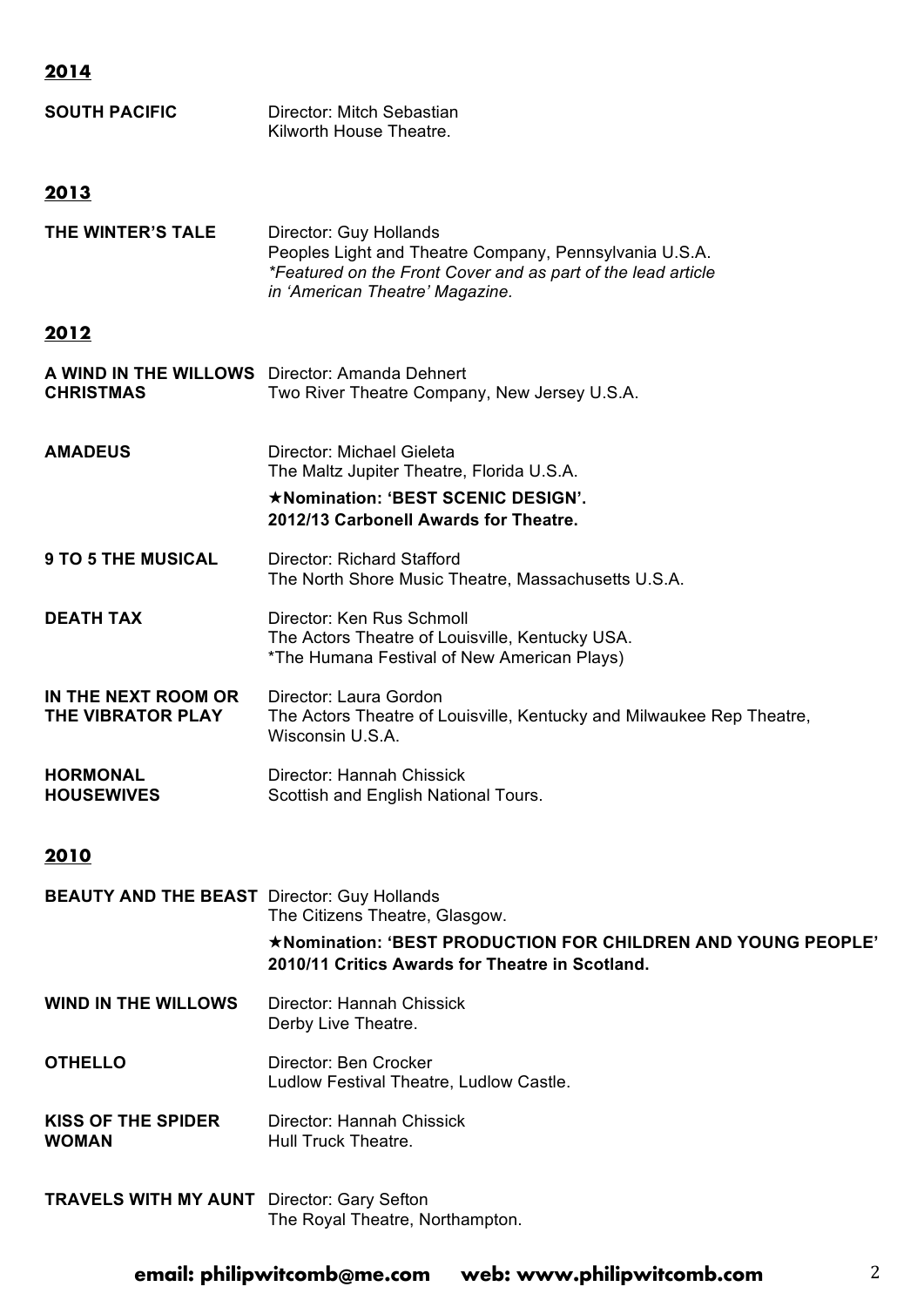## 2014

**SOUTH PACIFIC**
Director: Mitch Sebastian
Kilworth House Theatre.

## 2013

**THE WINTER'S TALE**
Director: Guy Hollands
Peoples Light and Theatre Company, Pennsylvania U.S.A.
*\*Featured on the Front Cover and as part of the lead article in 'American Theatre' Magazine.*

## 2012

**A WIND IN THE WILLOWS CHRISTMAS**
Director: Amanda Dehnert
Two River Theatre Company, New Jersey U.S.A.

**AMADEUS**
Director: Michael Gieleta
The Maltz Jupiter Theatre, Florida U.S.A.
**★Nomination: 'BEST SCENIC DESIGN'.**
**2012/13 Carbonell Awards for Theatre.**

**9 TO 5 THE MUSICAL**
Director: Richard Stafford
The North Shore Music Theatre, Massachusetts U.S.A.

**DEATH TAX**
Director: Ken Rus Schmoll
The Actors Theatre of Louisville, Kentucky USA.
*The Humana Festival of New American Plays)

**IN THE NEXT ROOM OR THE VIBRATOR PLAY**
Director: Laura Gordon
The Actors Theatre of Louisville, Kentucky and Milwaukee Rep Theatre, Wisconsin U.S.A.

**HORMONAL HOUSEWIVES**
Director: Hannah Chissick
Scottish and English National Tours.

## 2010

**BEAUTY AND THE BEAST**
Director: Guy Hollands
The Citizens Theatre, Glasgow.
**★Nomination: 'BEST PRODUCTION FOR CHILDREN AND YOUNG PEOPLE'**
**2010/11 Critics Awards for Theatre in Scotland.**

**WIND IN THE WILLOWS**
Director: Hannah Chissick
Derby Live Theatre.

**OTHELLO**
Director: Ben Crocker
Ludlow Festival Theatre, Ludlow Castle.

**KISS OF THE SPIDER WOMAN**
Director: Hannah Chissick
Hull Truck Theatre.

**TRAVELS WITH MY AUNT**
Director: Gary Sefton
The Royal Theatre, Northampton.

**email: philipwitcomb@me.com web: www.philipwitcomb.com**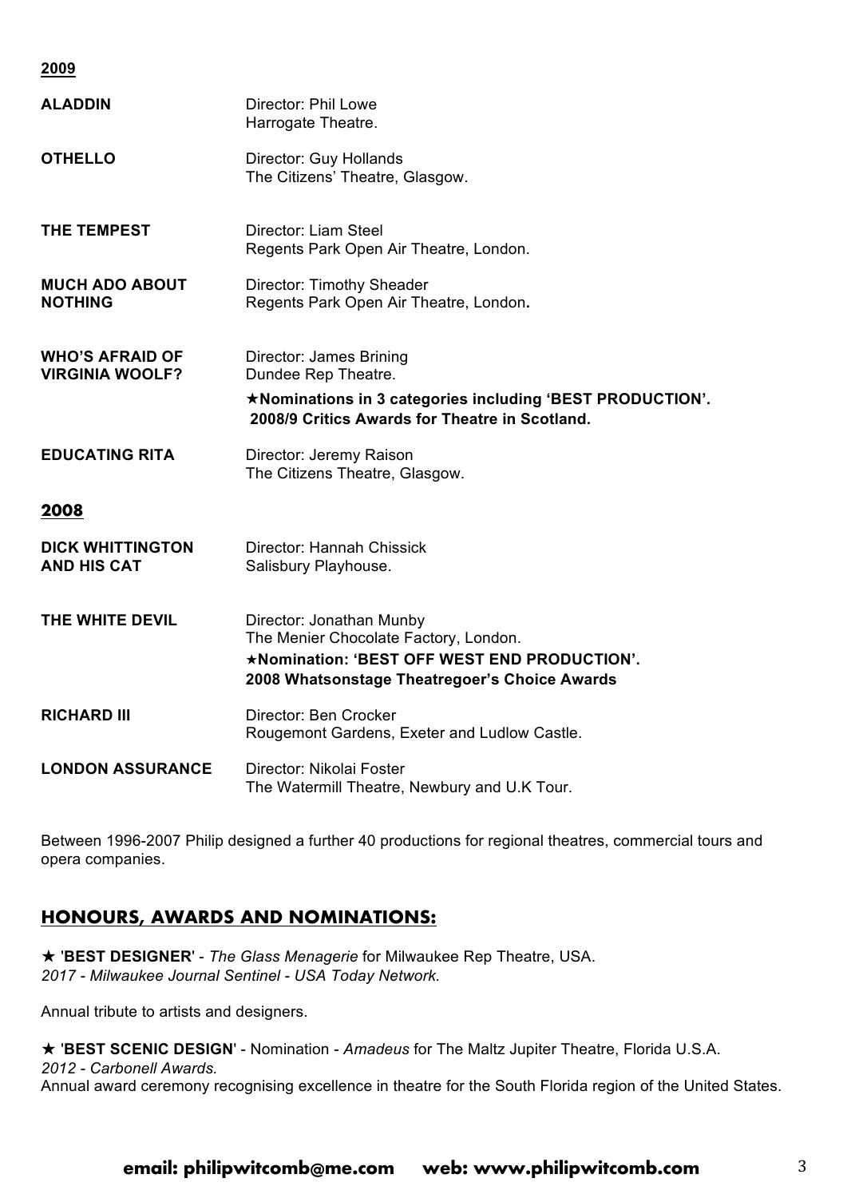**2009**

**ALADDIN**
Director: Phil Lowe
Harrogate Theatre.

**OTHELLO**
Director: Guy Hollands
The Citizens' Theatre, Glasgow.

**THE TEMPEST**
Director: Liam Steel
Regents Park Open Air Theatre, London.

**MUCH ADO ABOUT NOTHING**
Director: Timothy Sheader
Regents Park Open Air Theatre, London.

**WHO'S AFRAID OF VIRGINIA WOOLF?**
Director: James Brining
Dundee Rep Theatre.
**★Nominations in 3 categories including 'BEST PRODUCTION'.**
**2008/9 Critics Awards for Theatre in Scotland.**

**EDUCATING RITA**
Director: Jeremy Raison
The Citizens Theatre, Glasgow.

**2008**

**DICK WHITTINGTON AND HIS CAT**
Director: Hannah Chissick
Salisbury Playhouse.

**THE WHITE DEVIL**
Director: Jonathan Munby
The Menier Chocolate Factory, London.
**★Nomination: 'BEST OFF WEST END PRODUCTION'.**
**2008 Whatsonstage Theatregoer's Choice Awards**

**RICHARD III**
Director: Ben Crocker
Rougemont Gardens, Exeter and Ludlow Castle.

**LONDON ASSURANCE**
Director: Nikolai Foster
The Watermill Theatre, Newbury and U.K Tour.

Between 1996-2007 Philip designed a further 40 productions for regional theatres, commercial tours and opera companies.

## HONOURS, AWARDS AND NOMINATIONS:

★ '**BEST DESIGNER**' - *The Glass Menagerie* for Milwaukee Rep Theatre, USA.
*2017 - Milwaukee Journal Sentinel - USA Today Network.*

Annual tribute to artists and designers.

★ '**BEST SCENIC DESIGN**' - Nomination - *Amadeus* for The Maltz Jupiter Theatre, Florida U.S.A.
*2012 - Carbonell Awards.*
Annual award ceremony recognising excellence in theatre for the South Florida region of the United States.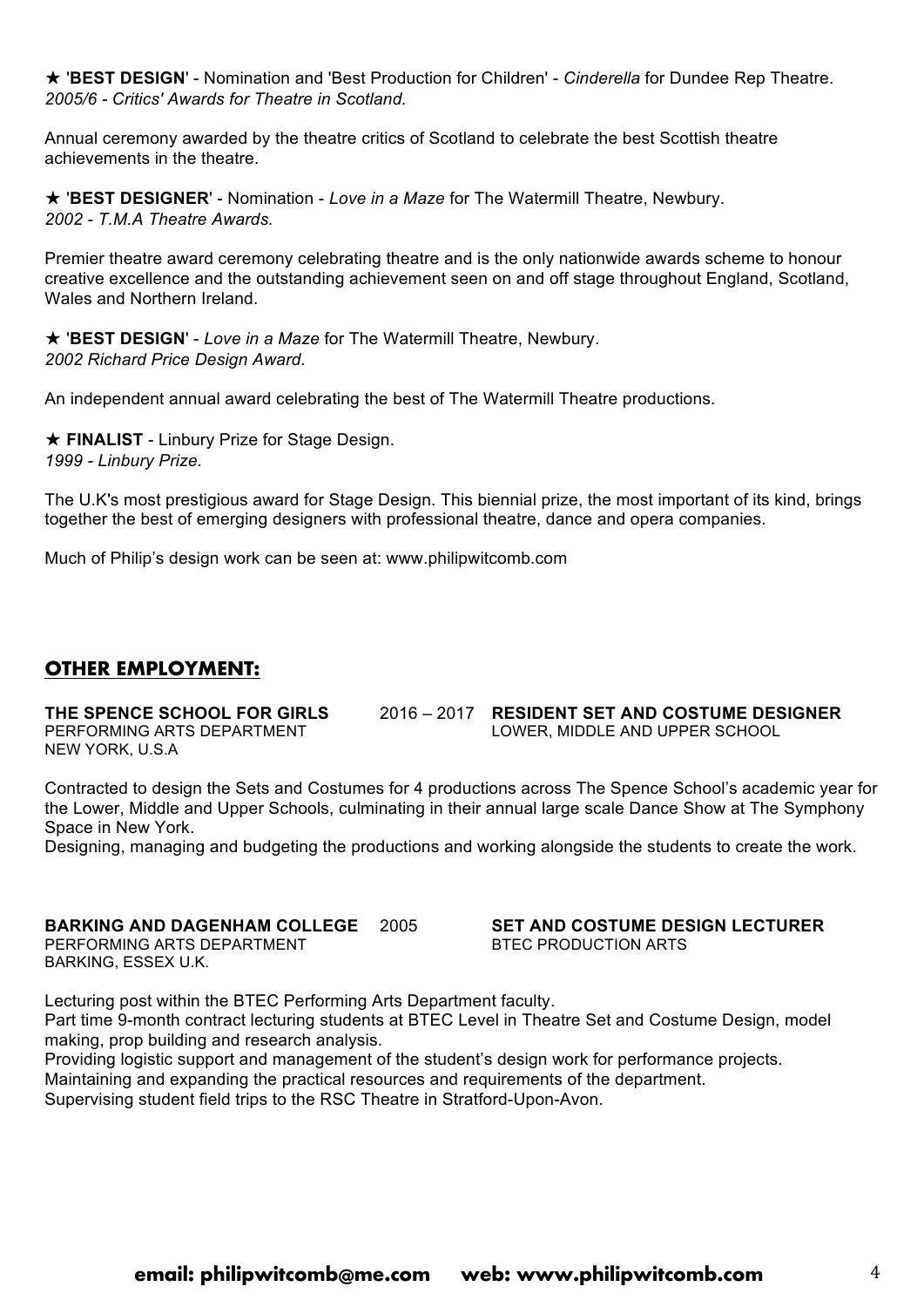★ '**BEST DESIGN**' - Nomination and 'Best Production for Children' - *Cinderella* for Dundee Rep Theatre.
*2005/6 - Critics' Awards for Theatre in Scotland.*

Annual ceremony awarded by the theatre critics of Scotland to celebrate the best Scottish theatre achievements in the theatre.

★ '**BEST DESIGNER**' - Nomination - *Love in a Maze* for The Watermill Theatre, Newbury.
*2002 - T.M.A Theatre Awards.*

Premier theatre award ceremony celebrating theatre and is the only nationwide awards scheme to honour creative excellence and the outstanding achievement seen on and off stage throughout England, Scotland, Wales and Northern Ireland.

★ '**BEST DESIGN**' - *Love in a Maze* for The Watermill Theatre, Newbury.
*2002 Richard Price Design Award.*

An independent annual award celebrating the best of The Watermill Theatre productions.

★ **FINALIST** - Linbury Prize for Stage Design.
*1999 - Linbury Prize.*

The U.K's most prestigious award for Stage Design. This biennial prize, the most important of its kind, brings together the best of emerging designers with professional theatre, dance and opera companies.

Much of Philip's design work can be seen at: www.philipwitcomb.com

## OTHER EMPLOYMENT:

**THE SPENCE SCHOOL FOR GIRLS** 2016 – 2017 **RESIDENT SET AND COSTUME DESIGNER**
PERFORMING ARTS DEPARTMENT — LOWER, MIDDLE AND UPPER SCHOOL
NEW YORK, U.S.A

Contracted to design the Sets and Costumes for 4 productions across The Spence School's academic year for the Lower, Middle and Upper Schools, culminating in their annual large scale Dance Show at The Symphony Space in New York.
Designing, managing and budgeting the productions and working alongside the students to create the work.

**BARKING AND DAGENHAM COLLEGE** 2005 **SET AND COSTUME DESIGN LECTURER**
PERFORMING ARTS DEPARTMENT — BTEC PRODUCTION ARTS
BARKING, ESSEX U.K.

Lecturing post within the BTEC Performing Arts Department faculty.
Part time 9-month contract lecturing students at BTEC Level in Theatre Set and Costume Design, model making, prop building and research analysis.
Providing logistic support and management of the student's design work for performance projects.
Maintaining and expanding the practical resources and requirements of the department.
Supervising student field trips to the RSC Theatre in Stratford-Upon-Avon.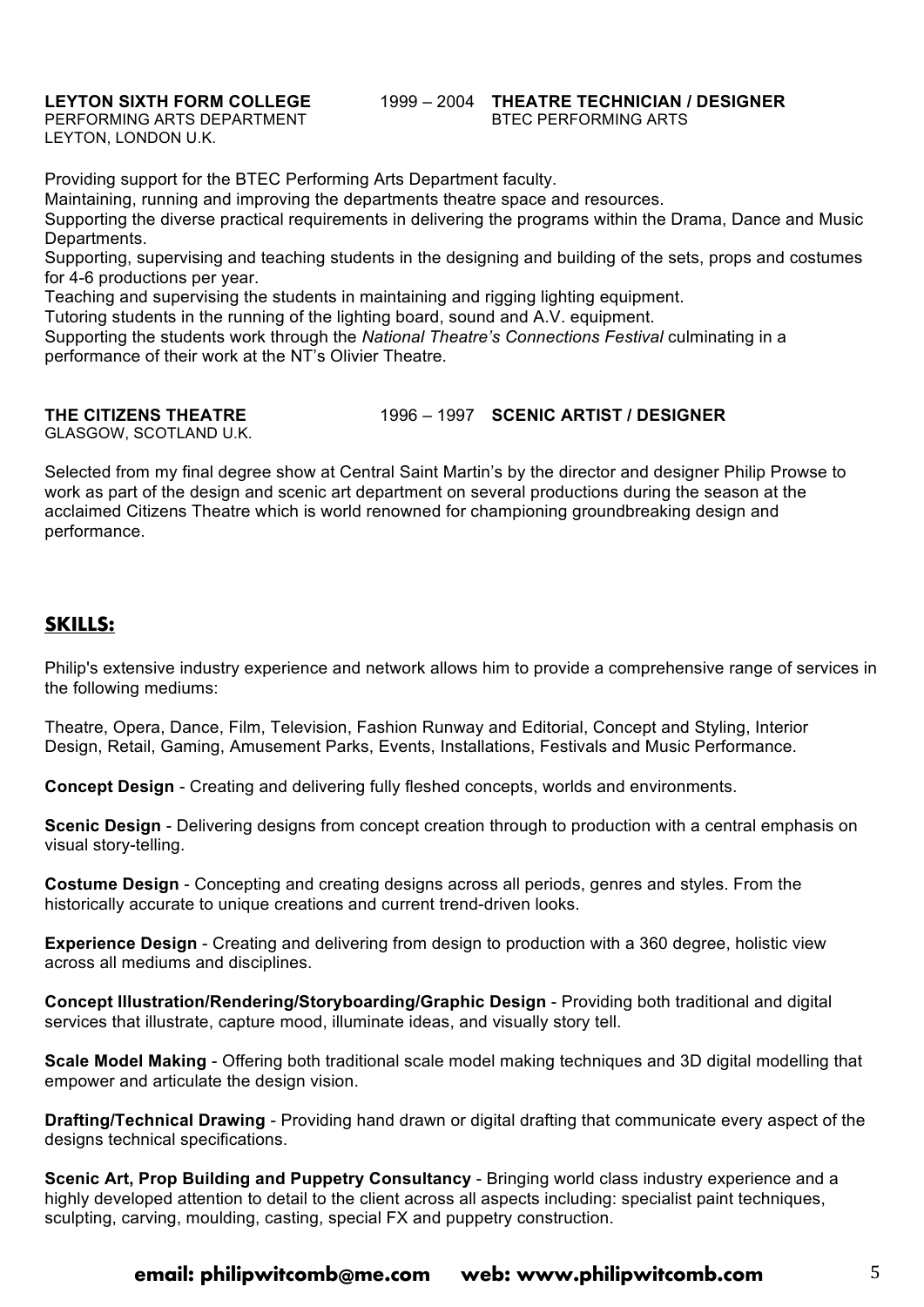**LEYTON SIXTH FORM COLLEGE** 1999 – 2004 **THEATRE TECHNICIAN / DESIGNER**
PERFORMING ARTS DEPARTMENT BTEC PERFORMING ARTS
LEYTON, LONDON U.K.

Providing support for the BTEC Performing Arts Department faculty.
Maintaining, running and improving the departments theatre space and resources.
Supporting the diverse practical requirements in delivering the programs within the Drama, Dance and Music Departments.
Supporting, supervising and teaching students in the designing and building of the sets, props and costumes for 4-6 productions per year.
Teaching and supervising the students in maintaining and rigging lighting equipment.
Tutoring students in the running of the lighting board, sound and A.V. equipment.
Supporting the students work through the *National Theatre's Connections Festival* culminating in a performance of their work at the NT's Olivier Theatre.

**THE CITIZENS THEATRE** 1996 – 1997 **SCENIC ARTIST / DESIGNER**
GLASGOW, SCOTLAND U.K.

Selected from my final degree show at Central Saint Martin's by the director and designer Philip Prowse to work as part of the design and scenic art department on several productions during the season at the acclaimed Citizens Theatre which is world renowned for championing groundbreaking design and performance.

## SKILLS:

Philip's extensive industry experience and network allows him to provide a comprehensive range of services in the following mediums:

Theatre, Opera, Dance, Film, Television, Fashion Runway and Editorial, Concept and Styling, Interior Design, Retail, Gaming, Amusement Parks, Events, Installations, Festivals and Music Performance.

**Concept Design** - Creating and delivering fully fleshed concepts, worlds and environments.

**Scenic Design** - Delivering designs from concept creation through to production with a central emphasis on visual story-telling.

**Costume Design** - Concepting and creating designs across all periods, genres and styles. From the historically accurate to unique creations and current trend-driven looks.

**Experience Design** - Creating and delivering from design to production with a 360 degree, holistic view across all mediums and disciplines.

**Concept Illustration/Rendering/Storyboarding/Graphic Design** - Providing both traditional and digital services that illustrate, capture mood, illuminate ideas, and visually story tell.

**Scale Model Making** - Offering both traditional scale model making techniques and 3D digital modelling that empower and articulate the design vision.

**Drafting/Technical Drawing** - Providing hand drawn or digital drafting that communicate every aspect of the designs technical specifications.

**Scenic Art, Prop Building and Puppetry Consultancy** - Bringing world class industry experience and a highly developed attention to detail to the client across all aspects including: specialist paint techniques, sculpting, carving, moulding, casting, special FX and puppetry construction.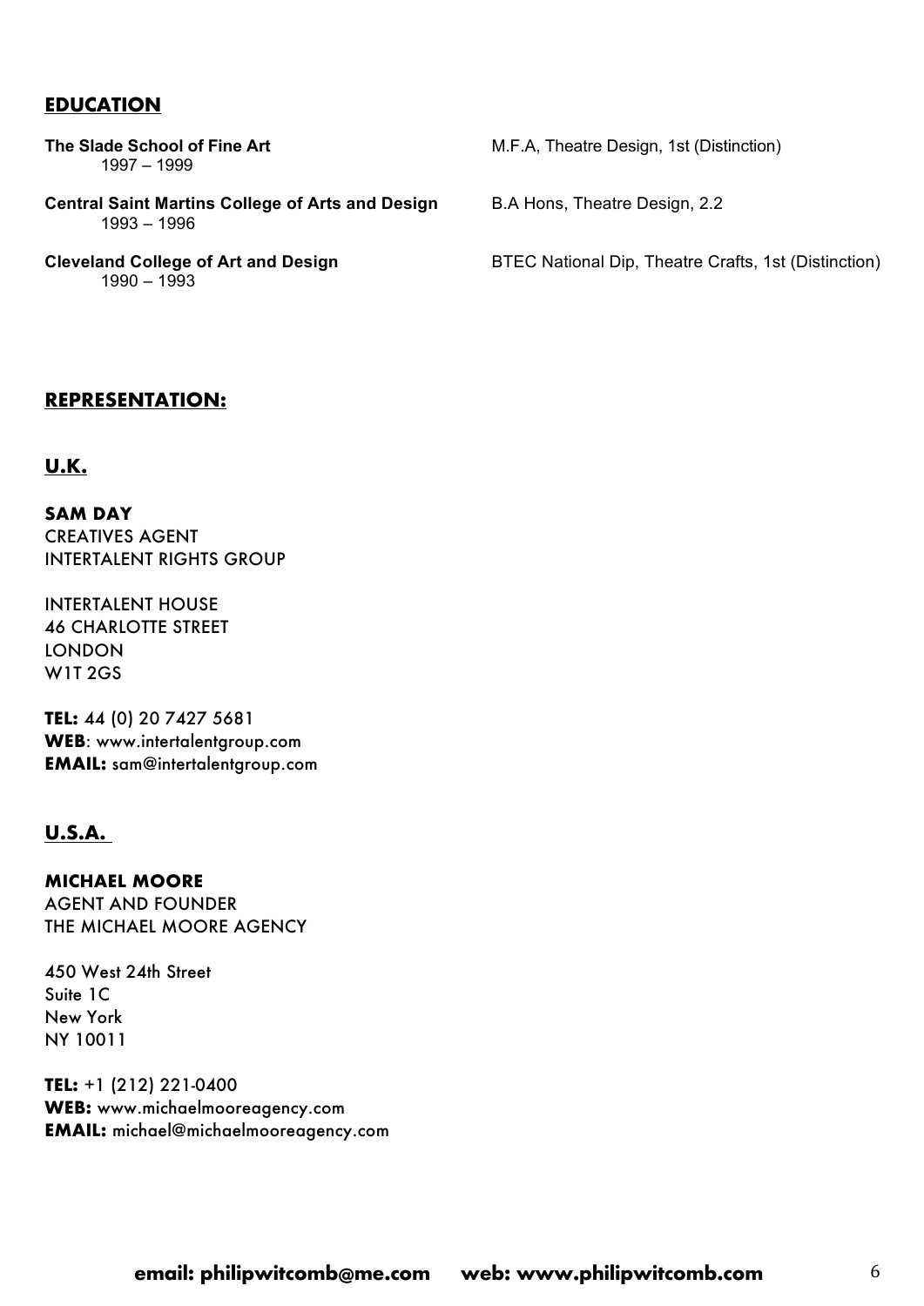## EDUCATION

| | |
|---|---|
| **The Slade School of Fine Art** 1997 – 1999 | M.F.A, Theatre Design, 1st (Distinction) |
| **Central Saint Martins College of Arts and Design** 1993 – 1996 | B.A Hons, Theatre Design, 2.2 |
| **Cleveland College of Art and Design** 1990 – 1993 | BTEC National Dip, Theatre Crafts, 1st (Distinction) |

## REPRESENTATION:

### U.K.

**SAM DAY**
CREATIVES AGENT
INTERTALENT RIGHTS GROUP

INTERTALENT HOUSE
46 CHARLOTTE STREET
LONDON
W1T 2GS

**TEL:** 44 (0) 20 7427 5681
**WEB**: www.intertalentgroup.com
**EMAIL:** sam@intertalentgroup.com

### U.S.A.

**MICHAEL MOORE**
AGENT AND FOUNDER
THE MICHAEL MOORE AGENCY

450 West 24th Street
Suite 1C
New York
NY 10011

**TEL:** +1 (212) 221-0400
**WEB:** www.michaelmooreagency.com
**EMAIL:** michael@michaelmooreagency.com